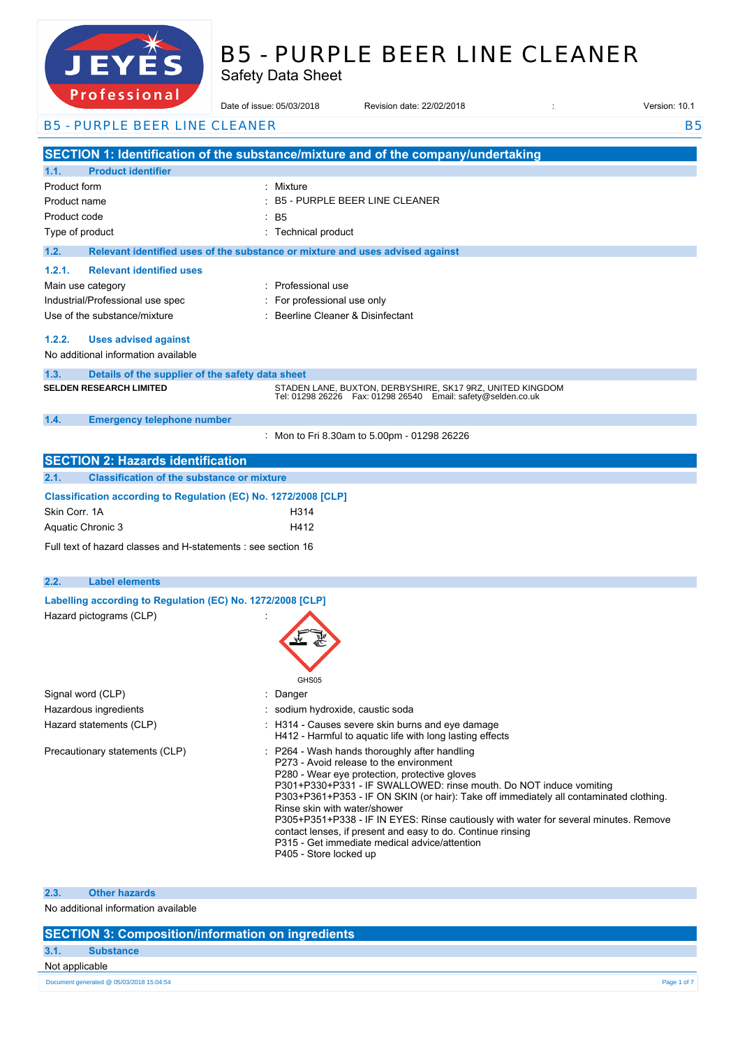# B5 - PURPLE BEER LINE CLEANER

Safety Data Sheet

Date of issue: 05/03/2018 Revision date: 22/02/2018 : Version: 10.1

B5 - PURPLE BEER LINE CLEANER B5

## SECTION 1: Identification of the substance/mixture and of the company/undertaking

### 1.1. Product identifier

| | |
|---|---|
| Product form | : Mixture |
| Product name | : B5 - PURPLE BEER LINE CLEANER |
| Product code | : B5 |
| Type of product | : Technical product |

### 1.2. Relevant identified uses of the substance or mixture and uses advised against

#### 1.2.1. Relevant identified uses

| | |
|---|---|
| Main use category | : Professional use |
| Industrial/Professional use spec | : For professional use only |
| Use of the substance/mixture | : Beerline Cleaner & Disinfectant |

#### 1.2.2. Uses advised against

No additional information available

### 1.3. Details of the supplier of the safety data sheet

**SELDEN RESEARCH LIMITED**

STADEN LANE, BUXTON, DERBYSHIRE, SK17 9RZ, UNITED KINGDOM
Tel: 01298 26226 Fax: 01298 26540 Email: safety@selden.co.uk

### 1.4. Emergency telephone number

: Mon to Fri 8.30am to 5.00pm - 01298 26226

## SECTION 2: Hazards identification

### 2.1. Classification of the substance or mixture

**Classification according to Regulation (EC) No. 1272/2008 [CLP]**

| | |
|---|---|
| Skin Corr. 1A | H314 |
| Aquatic Chronic 3 | H412 |

Full text of hazard classes and H-statements : see section 16

### 2.2. Label elements

**Labelling according to Regulation (EC) No. 1272/2008 [CLP]**

Hazard pictograms (CLP) :

GHS05

| | |
|---|---|
| Signal word (CLP) | : Danger |
| Hazardous ingredients | : sodium hydroxide, caustic soda |
| Hazard statements (CLP) | : H314 - Causes severe skin burns and eye damage<br>H412 - Harmful to aquatic life with long lasting effects |
| Precautionary statements (CLP) | : P264 - Wash hands thoroughly after handling<br>P273 - Avoid release to the environment<br>P280 - Wear eye protection, protective gloves<br>P301+P330+P331 - IF SWALLOWED: rinse mouth. Do NOT induce vomiting<br>P303+P361+P353 - IF ON SKIN (or hair): Take off immediately all contaminated clothing. Rinse skin with water/shower<br>P305+P351+P338 - IF IN EYES: Rinse cautiously with water for several minutes. Remove contact lenses, if present and easy to do. Continue rinsing<br>P315 - Get immediate medical advice/attention<br>P405 - Store locked up |

### 2.3. Other hazards

No additional information available

## SECTION 3: Composition/information on ingredients

### 3.1. Substance

Not applicable

Document generated @ 05/03/2018 15:04:54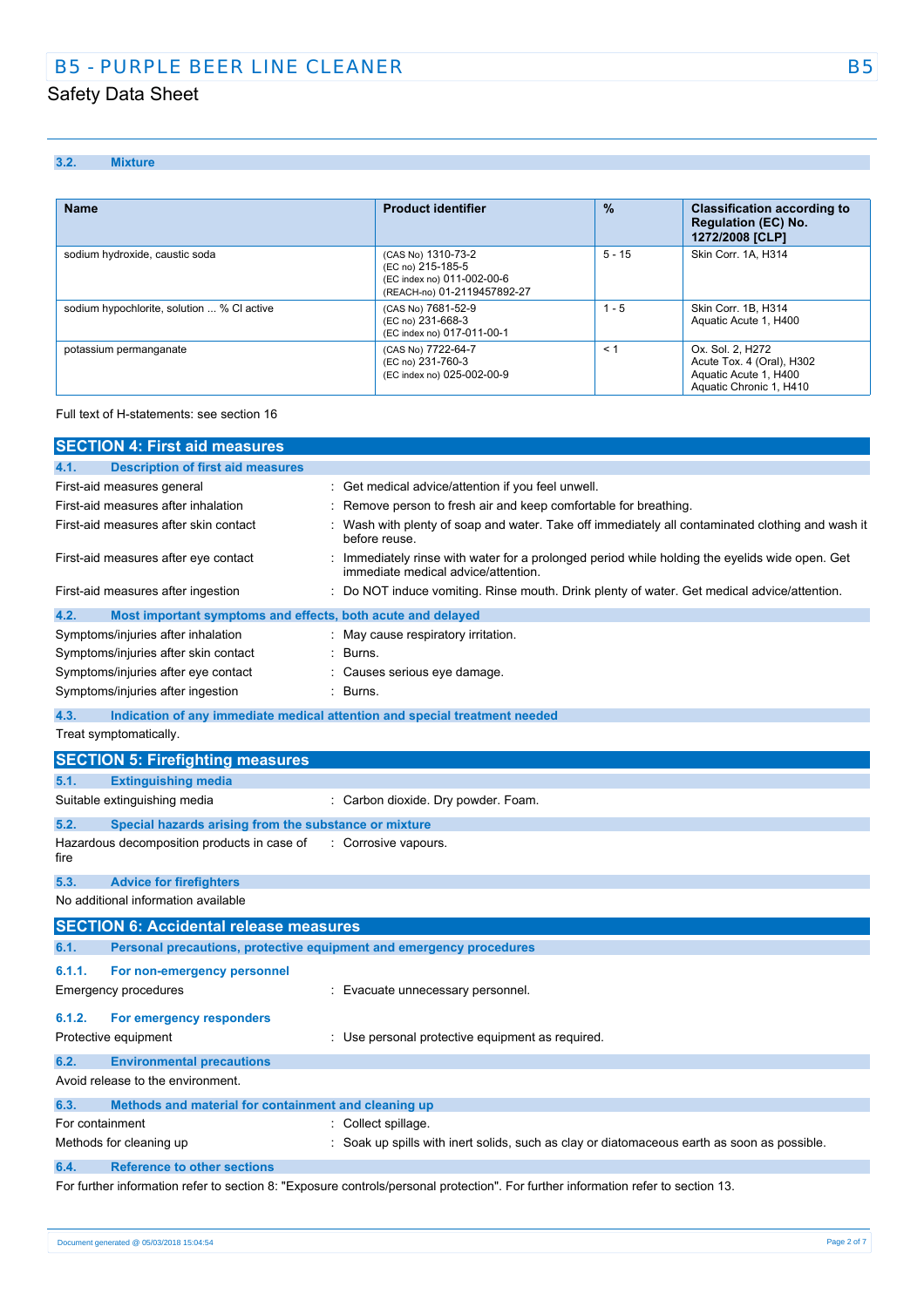### 3.2. Mixture

| Name | Product identifier | % | Classification according to Regulation (EC) No. 1272/2008 [CLP] |
|---|---|---|---|
| sodium hydroxide, caustic soda | (CAS No) 1310-73-2<br>(EC no) 215-185-5<br>(EC index no) 011-002-00-6<br>(REACH-no) 01-2119457892-27 | 5 - 15 | Skin Corr. 1A, H314 |
| sodium hypochlorite, solution ... % Cl active | (CAS No) 7681-52-9<br>(EC no) 231-668-3<br>(EC index no) 017-011-00-1 | 1 - 5 | Skin Corr. 1B, H314<br>Aquatic Acute 1, H400 |
| potassium permanganate | (CAS No) 7722-64-7<br>(EC no) 231-760-3<br>(EC index no) 025-002-00-9 | < 1 | Ox. Sol. 2, H272<br>Acute Tox. 4 (Oral), H302<br>Aquatic Acute 1, H400<br>Aquatic Chronic 1, H410 |

Full text of H-statements: see section 16

## SECTION 4: First aid measures

### 4.1. Description of first aid measures

First-aid measures general : Get medical advice/attention if you feel unwell.

First-aid measures after inhalation : Remove person to fresh air and keep comfortable for breathing.

First-aid measures after skin contact : Wash with plenty of soap and water. Take off immediately all contaminated clothing and wash it before reuse.

First-aid measures after eye contact : Immediately rinse with water for a prolonged period while holding the eyelids wide open. Get immediate medical advice/attention.

First-aid measures after ingestion : Do NOT induce vomiting. Rinse mouth. Drink plenty of water. Get medical advice/attention.

### 4.2. Most important symptoms and effects, both acute and delayed

Symptoms/injuries after inhalation : May cause respiratory irritation.

Symptoms/injuries after skin contact : Burns.

Symptoms/injuries after eye contact : Causes serious eye damage.

Symptoms/injuries after ingestion : Burns.

### 4.3. Indication of any immediate medical attention and special treatment needed

Treat symptomatically.

## SECTION 5: Firefighting measures

### 5.1. Extinguishing media

Suitable extinguishing media : Carbon dioxide. Dry powder. Foam.

### 5.2. Special hazards arising from the substance or mixture

Hazardous decomposition products in case of fire : Corrosive vapours.

### 5.3. Advice for firefighters

No additional information available

## SECTION 6: Accidental release measures

### 6.1. Personal precautions, protective equipment and emergency procedures

#### 6.1.1. For non-emergency personnel

Emergency procedures : Evacuate unnecessary personnel.

#### 6.1.2. For emergency responders

Protective equipment : Use personal protective equipment as required.

### 6.2. Environmental precautions

Avoid release to the environment.

### 6.3. Methods and material for containment and cleaning up

For containment : Collect spillage.

Methods for cleaning up : Soak up spills with inert solids, such as clay or diatomaceous earth as soon as possible.

### 6.4. Reference to other sections

For further information refer to section 8: "Exposure controls/personal protection". For further information refer to section 13.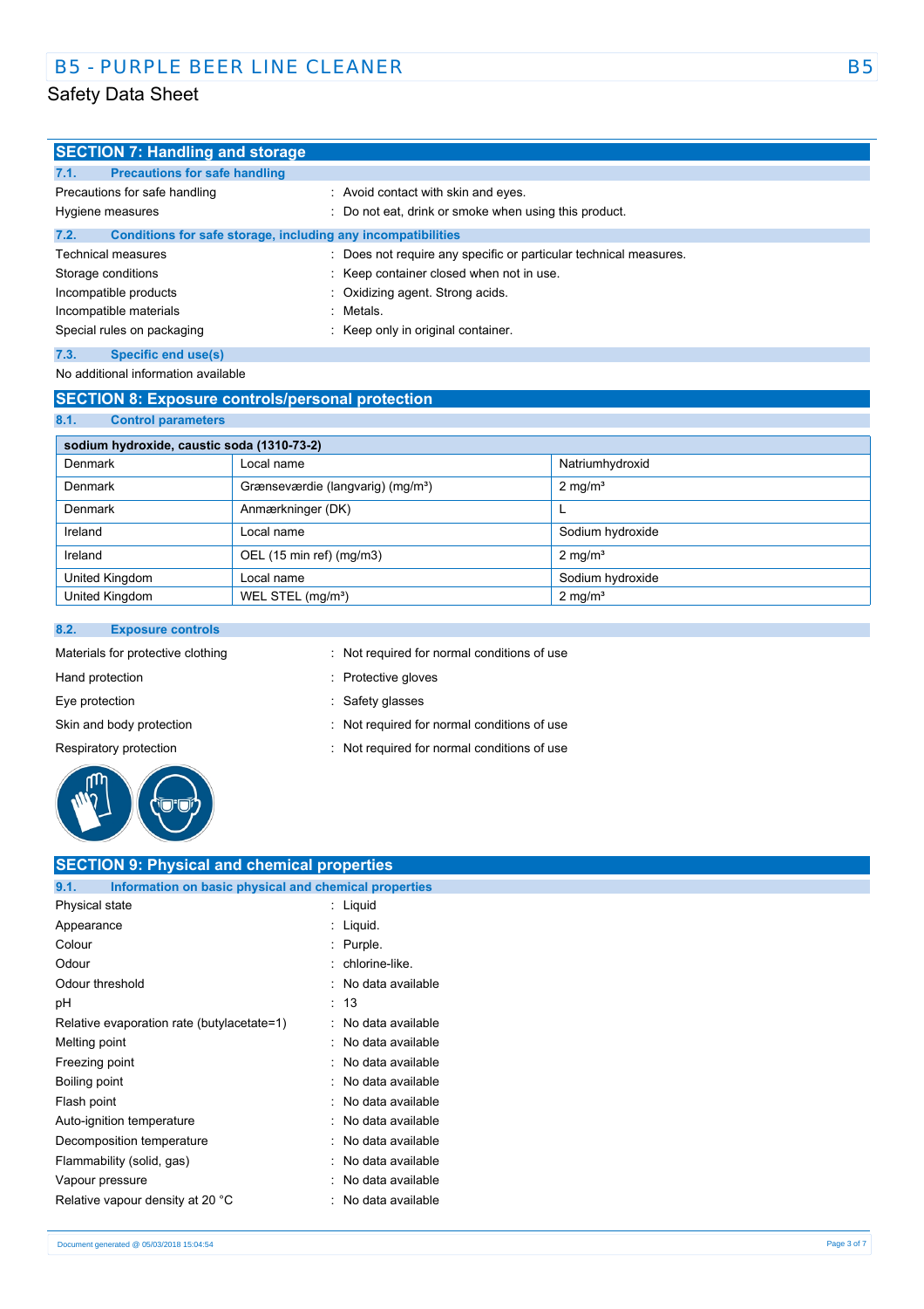## SECTION 7: Handling and storage

### 7.1. Precautions for safe handling

Precautions for safe handling : Avoid contact with skin and eyes.

Hygiene measures : Do not eat, drink or smoke when using this product.

### 7.2. Conditions for safe storage, including any incompatibilities

Technical measures : Does not require any specific or particular technical measures.

Storage conditions : Keep container closed when not in use.

Incompatible products : Oxidizing agent. Strong acids.

Incompatible materials : Metals.

Special rules on packaging : Keep only in original container.

### 7.3. Specific end use(s)

No additional information available

## SECTION 8: Exposure controls/personal protection

### 8.1. Control parameters

| sodium hydroxide, caustic soda (1310-73-2) | | |
|---|---|---|
| Denmark | Local name | Natriumhydroxid |
| Denmark | Grænseværdie (langvarig) (mg/m³) | 2 mg/m³ |
| Denmark | Anmærkninger (DK) | L |
| Ireland | Local name | Sodium hydroxide |
| Ireland | OEL (15 min ref) (mg/m3) | 2 mg/m³ |
| United Kingdom | Local name | Sodium hydroxide |
| United Kingdom | WEL STEL (mg/m³) | 2 mg/m³ |

### 8.2. Exposure controls

Materials for protective clothing : Not required for normal conditions of use

Hand protection : Protective gloves

Eye protection : Safety glasses

Skin and body protection : Not required for normal conditions of use

Respiratory protection : Not required for normal conditions of use

## SECTION 9: Physical and chemical properties

### 9.1. Information on basic physical and chemical properties

Physical state : Liquid

Appearance : Liquid.

Colour : Purple.

Odour : chlorine-like.

Odour threshold : No data available

pH : 13

Relative evaporation rate (butylacetate=1) : No data available

Melting point : No data available

Freezing point : No data available

Boiling point : No data available

Flash point : No data available

Auto-ignition temperature : No data available

Decomposition temperature : No data available

Flammability (solid, gas) : No data available

Vapour pressure : No data available

Relative vapour density at 20 °C : No data available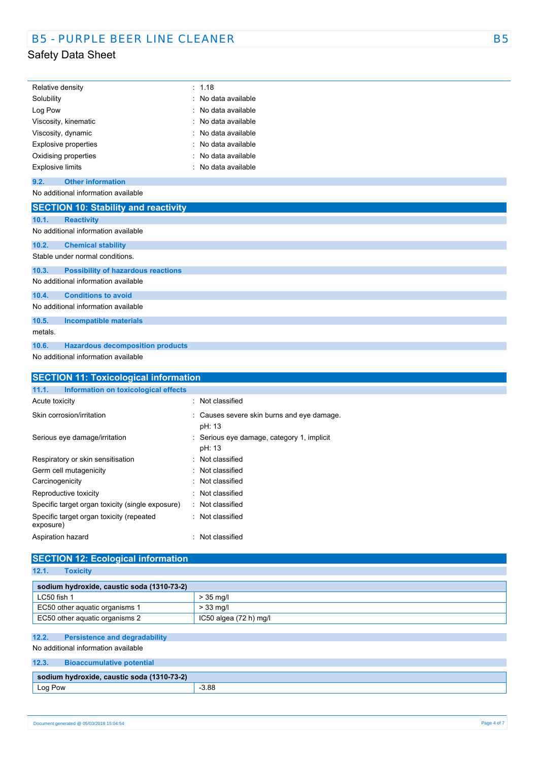| | |
|---|---|
| Relative density | : 1.18 |
| Solubility | : No data available |
| Log Pow | : No data available |
| Viscosity, kinematic | : No data available |
| Viscosity, dynamic | : No data available |
| Explosive properties | : No data available |
| Oxidising properties | : No data available |
| Explosive limits | : No data available |

### 9.2. Other information

No additional information available

## SECTION 10: Stability and reactivity

### 10.1. Reactivity

No additional information available

### 10.2. Chemical stability

Stable under normal conditions.

### 10.3. Possibility of hazardous reactions

No additional information available

### 10.4. Conditions to avoid

No additional information available

### 10.5. Incompatible materials

metals.

### 10.6. Hazardous decomposition products

No additional information available

## SECTION 11: Toxicological information

### 11.1. Information on toxicological effects

| | |
|---|---|
| Acute toxicity | : Not classified |
| Skin corrosion/irritation | : Causes severe skin burns and eye damage.<br>pH: 13 |
| Serious eye damage/irritation | : Serious eye damage, category 1, implicit<br>pH: 13 |
| Respiratory or skin sensitisation | : Not classified |
| Germ cell mutagenicity | : Not classified |
| Carcinogenicity | : Not classified |
| Reproductive toxicity | : Not classified |
| Specific target organ toxicity (single exposure) | : Not classified |
| Specific target organ toxicity (repeated exposure) | : Not classified |
| Aspiration hazard | : Not classified |

## SECTION 12: Ecological information

### 12.1. Toxicity

| sodium hydroxide, caustic soda (1310-73-2) | |
|---|---|
| LC50 fish 1 | > 35 mg/l |
| EC50 other aquatic organisms 1 | > 33 mg/l |
| EC50 other aquatic organisms 2 | IC50 algea (72 h) mg/l |

### 12.2. Persistence and degradability

No additional information available

### 12.3. Bioaccumulative potential

| sodium hydroxide, caustic soda (1310-73-2) | |
|---|---|
| Log Pow | -3.88 |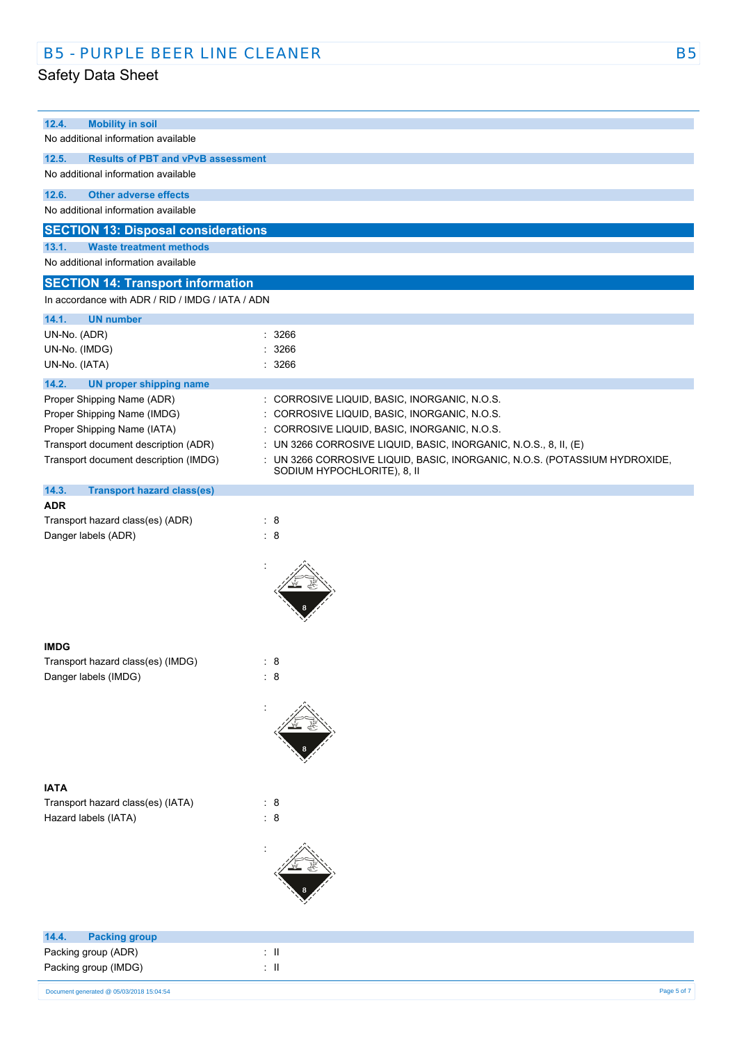### 12.4. Mobility in soil

No additional information available

### 12.5. Results of PBT and vPvB assessment

No additional information available

### 12.6. Other adverse effects

No additional information available

## SECTION 13: Disposal considerations

### 13.1. Waste treatment methods

No additional information available

## SECTION 14: Transport information

In accordance with ADR / RID / IMDG / IATA / ADN

### 14.1. UN number

UN-No. (ADR) : 3266

UN-No. (IMDG) : 3266

UN-No. (IATA) : 3266

### 14.2. UN proper shipping name

Proper Shipping Name (ADR) : CORROSIVE LIQUID, BASIC, INORGANIC, N.O.S.

Proper Shipping Name (IMDG) : CORROSIVE LIQUID, BASIC, INORGANIC, N.O.S.

Proper Shipping Name (IATA) : CORROSIVE LIQUID, BASIC, INORGANIC, N.O.S.

Transport document description (ADR) : UN 3266 CORROSIVE LIQUID, BASIC, INORGANIC, N.O.S., 8, II, (E)

Transport document description (IMDG) : UN 3266 CORROSIVE LIQUID, BASIC, INORGANIC, N.O.S. (POTASSIUM HYDROXIDE, SODIUM HYPOCHLORITE), 8, II

### 14.3. Transport hazard class(es)

**ADR**

Transport hazard class(es) (ADR) : 8

Danger labels (ADR) : 8

:

**IMDG**

Transport hazard class(es) (IMDG) : 8

Danger labels (IMDG) : 8

:

**IATA**

Transport hazard class(es) (IATA) : 8

Hazard labels (IATA) : 8

:

### 14.4. Packing group

Packing group (ADR) : II

Packing group (IMDG) : II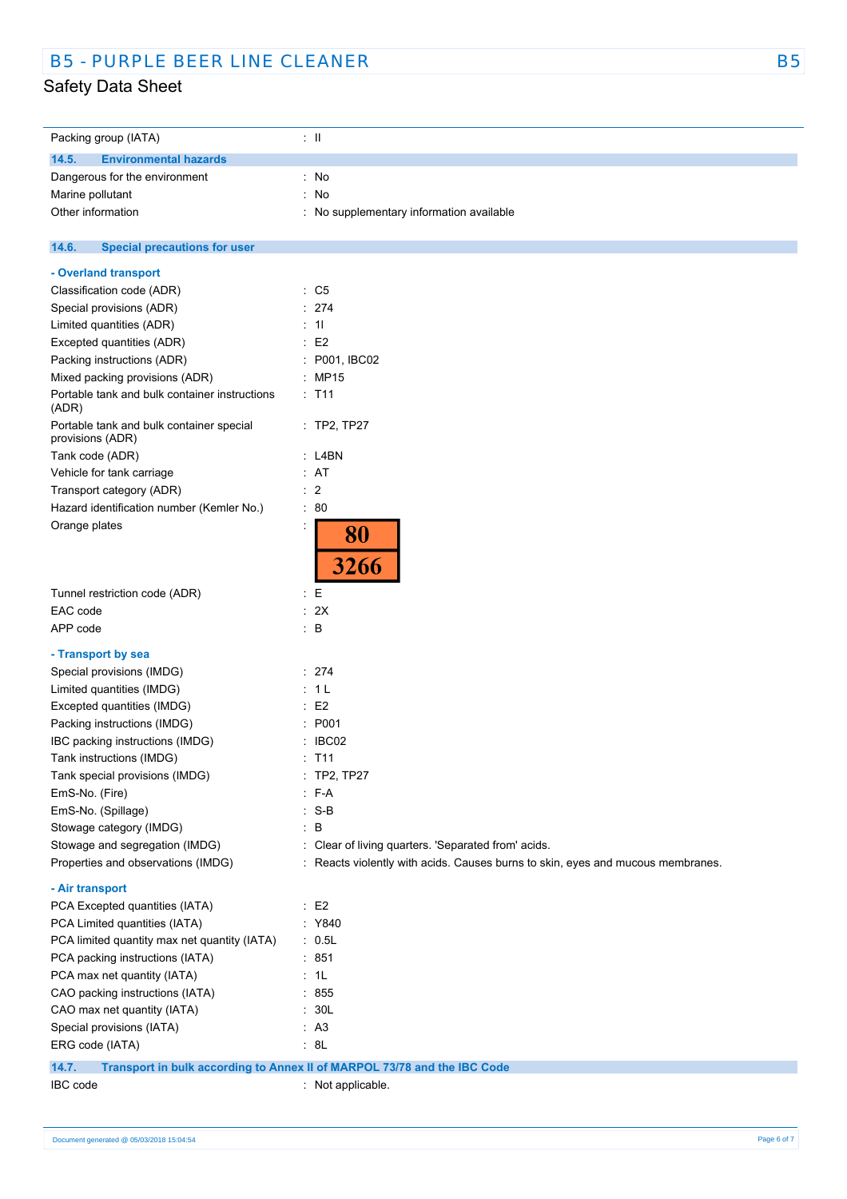Packing group (IATA) : II

### 14.5. Environmental hazards

Dangerous for the environment : No

Marine pollutant : No

Other information : No supplementary information available

### 14.6. Special precautions for user

**- Overland transport**

Classification code (ADR) : C5

Special provisions (ADR) : 274

Limited quantities (ADR) : 1l

Excepted quantities (ADR) : E2

Packing instructions (ADR) : P001, IBC02

Mixed packing provisions (ADR) : MP15

Portable tank and bulk container instructions (ADR) : T11

Portable tank and bulk container special provisions (ADR) : TP2, TP27

Tank code (ADR) : L4BN

Vehicle for tank carriage : AT

Transport category (ADR) : 2

Hazard identification number (Kemler No.) : 80

Orange plates :

| 80 |
|---|
| 3266 |

Tunnel restriction code (ADR) : E

EAC code : 2X

APP code : B

**- Transport by sea**

Special provisions (IMDG) : 274

Limited quantities (IMDG) : 1 L

Excepted quantities (IMDG) : E2

Packing instructions (IMDG) : P001

IBC packing instructions (IMDG) : IBC02

Tank instructions (IMDG) : T11

Tank special provisions (IMDG) : TP2, TP27

EmS-No. (Fire) : F-A

EmS-No. (Spillage) : S-B

Stowage category (IMDG) : B

Stowage and segregation (IMDG) : Clear of living quarters. 'Separated from' acids.

Properties and observations (IMDG) : Reacts violently with acids. Causes burns to skin, eyes and mucous membranes.

**- Air transport**

PCA Excepted quantities (IATA) : E2

PCA Limited quantities (IATA) : Y840

PCA limited quantity max net quantity (IATA) : 0.5L

PCA packing instructions (IATA) : 851

PCA max net quantity (IATA) : 1L

CAO packing instructions (IATA) : 855

CAO max net quantity (IATA) : 30L

Special provisions (IATA) : A3

ERG code (IATA) : 8L

### 14.7. Transport in bulk according to Annex II of MARPOL 73/78 and the IBC Code

IBC code : Not applicable.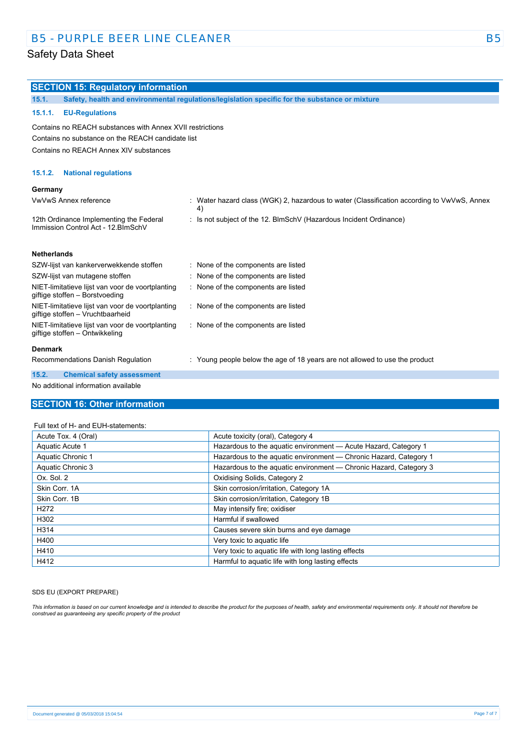## SECTION 15: Regulatory information

### 15.1. Safety, health and environmental regulations/legislation specific for the substance or mixture

#### 15.1.1. EU-Regulations

Contains no REACH substances with Annex XVII restrictions

Contains no substance on the REACH candidate list

Contains no REACH Annex XIV substances

#### 15.1.2. National regulations

**Germany**

| | |
|---|---|
| VwVwS Annex reference | : Water hazard class (WGK) 2, hazardous to water (Classification according to VwVwS, Annex 4) |
| 12th Ordinance Implementing the Federal Immission Control Act - 12.BImSchV | : Is not subject of the 12. BlmSchV (Hazardous Incident Ordinance) |

**Netherlands**

| | |
|---|---|
| SZW-lijst van kankerverwekkende stoffen | : None of the components are listed |
| SZW-lijst van mutagene stoffen | : None of the components are listed |
| NIET-limitatieve lijst van voor de voortplanting giftige stoffen – Borstvoeding | : None of the components are listed |
| NIET-limitatieve lijst van voor de voortplanting giftige stoffen – Vruchtbaarheid | : None of the components are listed |
| NIET-limitatieve lijst van voor de voortplanting giftige stoffen – Ontwikkeling | : None of the components are listed |

**Denmark**

| | |
|---|---|
| Recommendations Danish Regulation | : Young people below the age of 18 years are not allowed to use the product |

### 15.2. Chemical safety assessment

No additional information available

## SECTION 16: Other information

Full text of H- and EUH-statements:

| | |
|---|---|
| Acute Tox. 4 (Oral) | Acute toxicity (oral), Category 4 |
| Aquatic Acute 1 | Hazardous to the aquatic environment — Acute Hazard, Category 1 |
| Aquatic Chronic 1 | Hazardous to the aquatic environment — Chronic Hazard, Category 1 |
| Aquatic Chronic 3 | Hazardous to the aquatic environment — Chronic Hazard, Category 3 |
| Ox. Sol. 2 | Oxidising Solids, Category 2 |
| Skin Corr. 1A | Skin corrosion/irritation, Category 1A |
| Skin Corr. 1B | Skin corrosion/irritation, Category 1B |
| H272 | May intensify fire; oxidiser |
| H302 | Harmful if swallowed |
| H314 | Causes severe skin burns and eye damage |
| H400 | Very toxic to aquatic life |
| H410 | Very toxic to aquatic life with long lasting effects |
| H412 | Harmful to aquatic life with long lasting effects |

SDS EU (EXPORT PREPARE)

*This information is based on our current knowledge and is intended to describe the product for the purposes of health, safety and environmental requirements only. It should not therefore be construed as guaranteeing any specific property of the product*